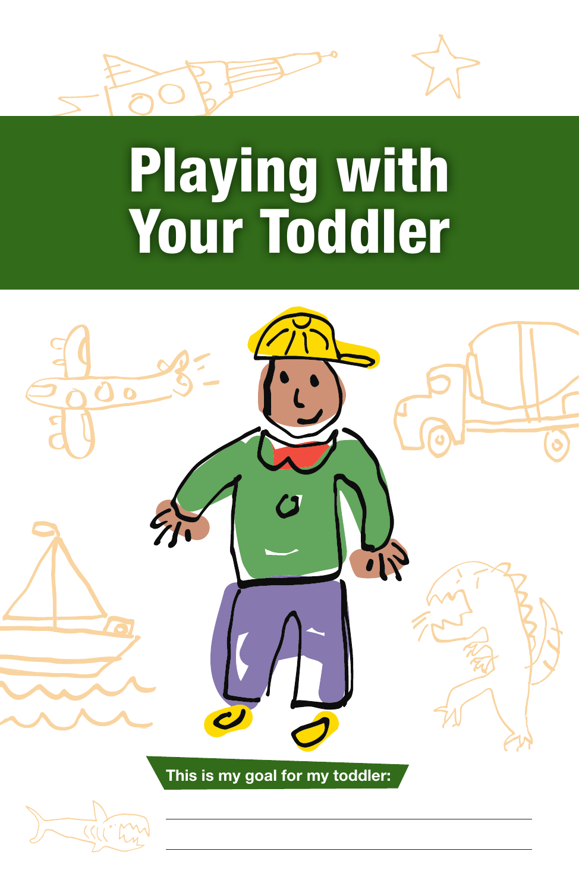# Playing with Your Toddler

**This is my goal for my toddler:**

\_\_\_\_\_\_\_\_\_\_\_\_\_\_\_\_\_\_\_\_\_\_\_\_\_\_\_\_\_\_\_\_\_\_\_\_\_\_\_\_

\_\_\_\_\_\_\_\_\_\_\_\_\_\_\_\_\_\_\_\_\_\_\_\_\_\_\_\_\_\_\_\_\_\_\_\_\_\_\_\_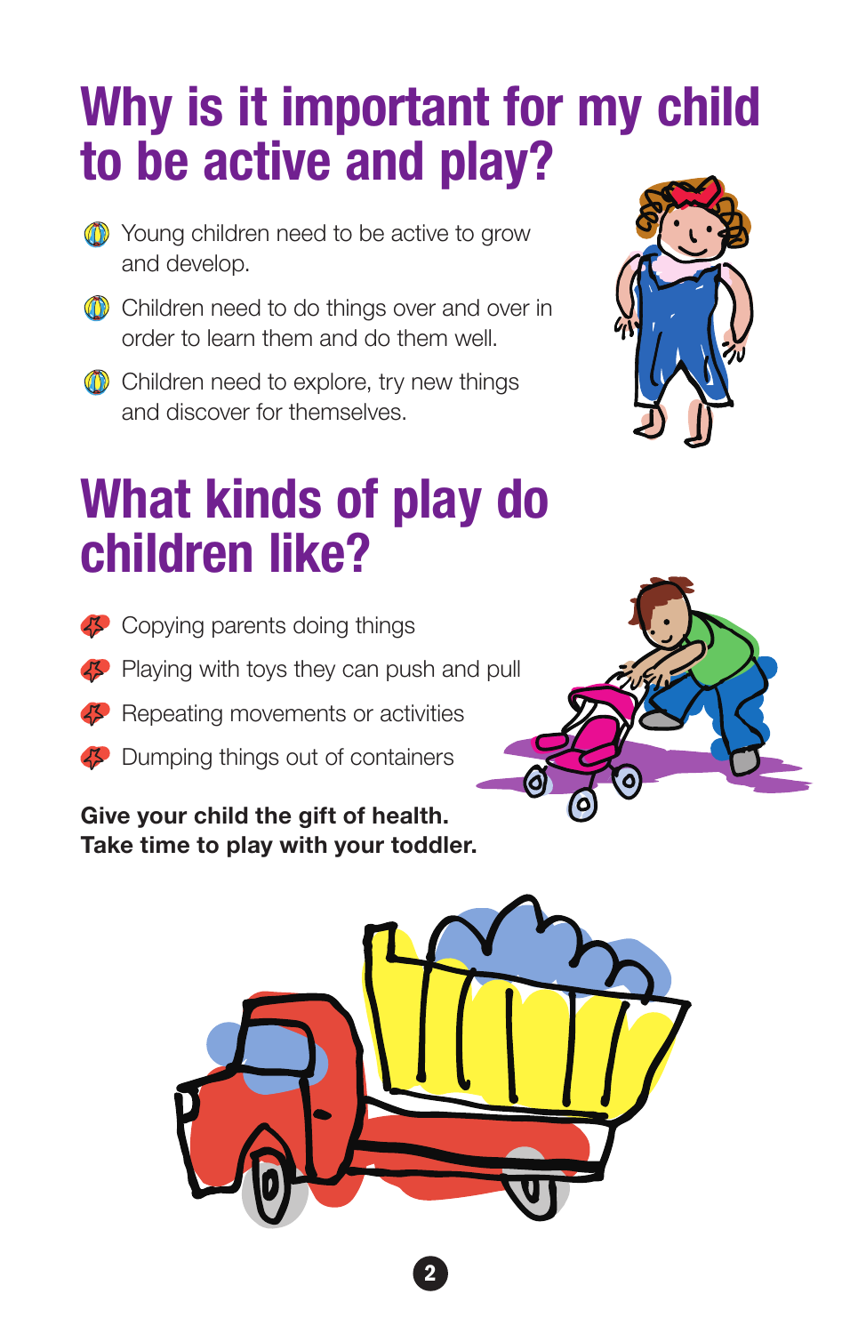# Why is it important for my child to be active and play?

- Young children need to be active to grow and develop.
- Children need to do things over and over in order to learn them and do them well.
- Children need to explore, try new things and discover for themselves.

# What kinds of play do children like?

- Copying parents doing things
- Playing with toys they can push and pull
- Repeating movements or activities
- Dumping things out of containers

**Give your child the gift of health.**
**Take time to play with your toddler.**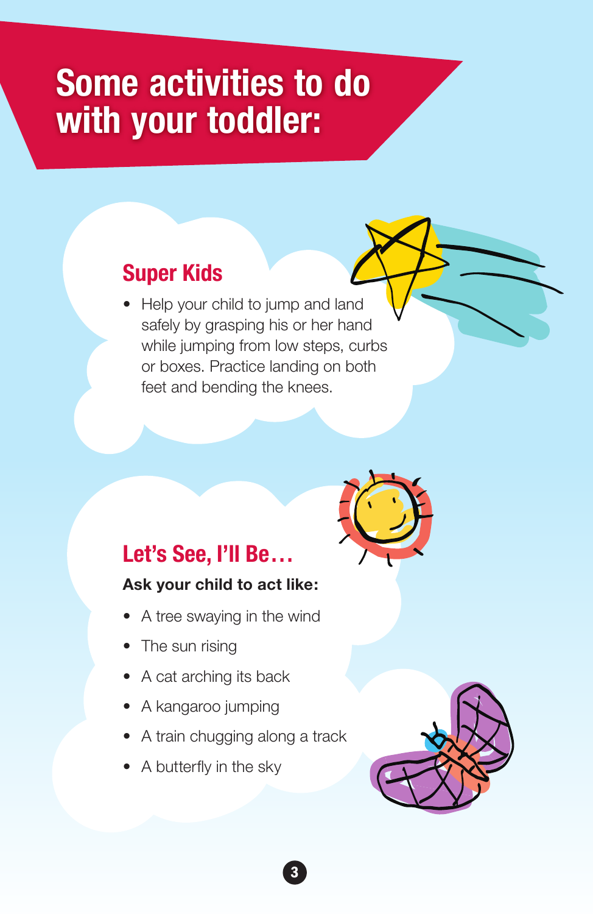# Some activities to do with your toddler:

## Super Kids

- Help your child to jump and land safely by grasping his or her hand while jumping from low steps, curbs or boxes. Practice landing on both feet and bending the knees.

## Let's See, I'll Be…

**Ask your child to act like:**

- A tree swaying in the wind
- The sun rising
- A cat arching its back
- A kangaroo jumping
- A train chugging along a track
- A butterfly in the sky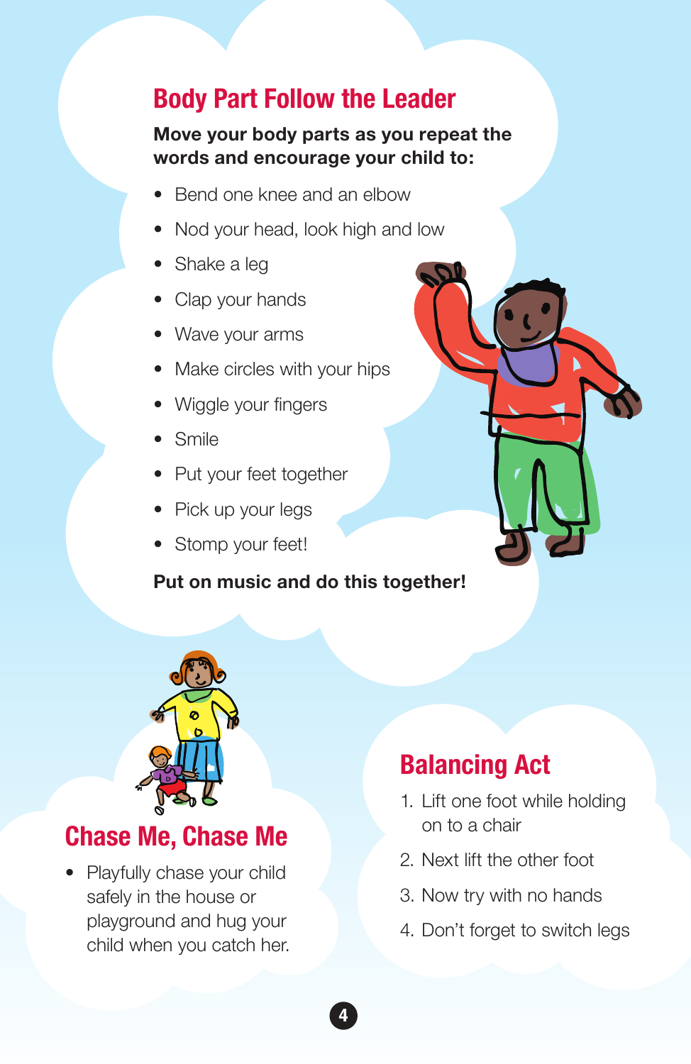## Body Part Follow the Leader

**Move your body parts as you repeat the words and encourage your child to:**

- Bend one knee and an elbow
- Nod your head, look high and low
- Shake a leg
- Clap your hands
- Wave your arms
- Make circles with your hips
- Wiggle your fingers
- Smile
- Put your feet together
- Pick up your legs
- Stomp your feet!

**Put on music and do this together!**

## Chase Me, Chase Me

- Playfully chase your child safely in the house or playground and hug your child when you catch her.

## Balancing Act

1. Lift one foot while holding on to a chair
2. Next lift the other foot
3. Now try with no hands
4. Don't forget to switch legs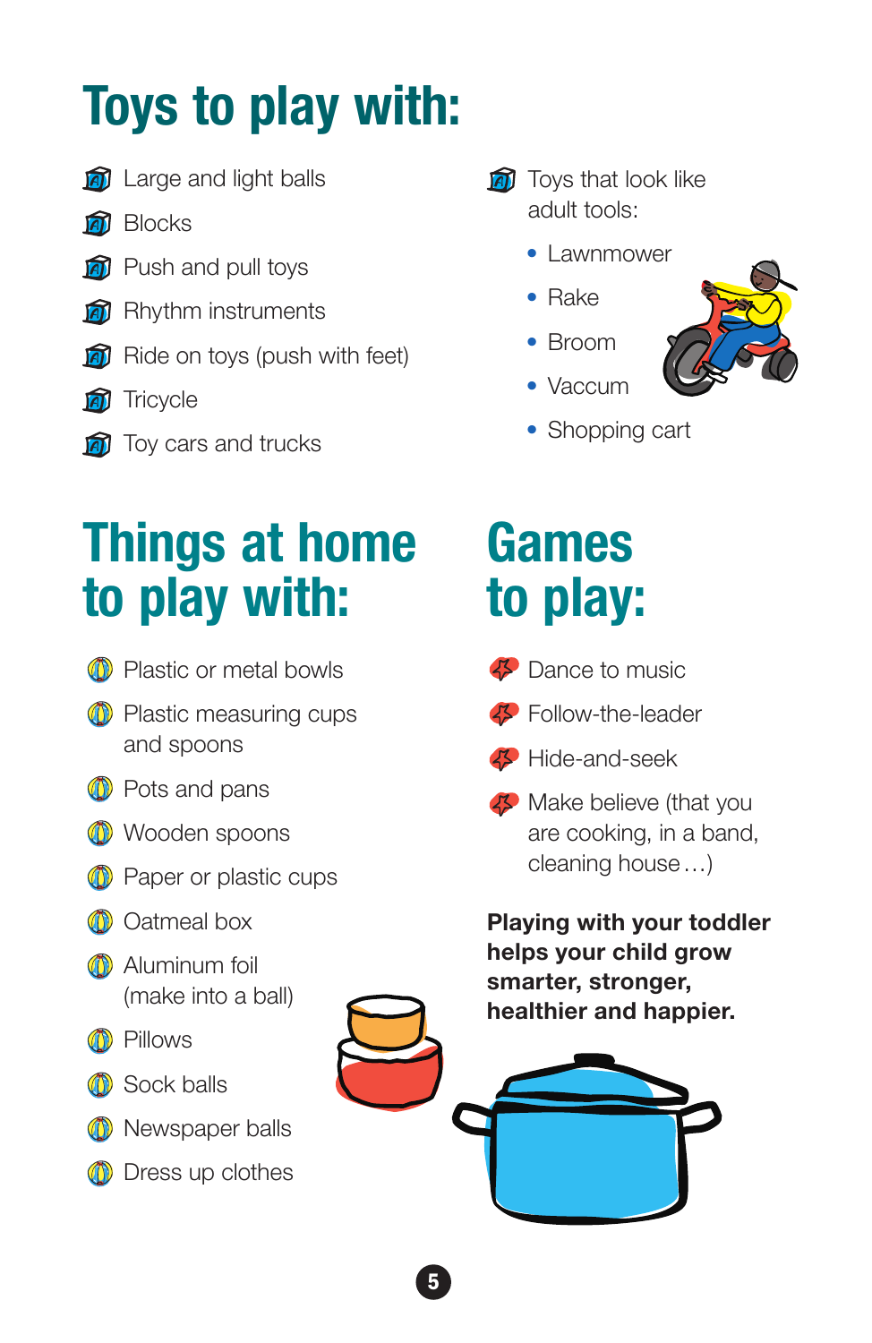# Toys to play with:

- Large and light balls
- Blocks
- Push and pull toys
- Rhythm instruments
- Ride on toys (push with feet)
- Tricycle
- Toy cars and trucks
- Toys that look like adult tools:
  - Lawnmower
  - Rake
  - Broom
  - Vaccum
  - Shopping cart

# Things at home to play with:

- Plastic or metal bowls
- Plastic measuring cups and spoons
- Pots and pans
- Wooden spoons
- Paper or plastic cups
- Oatmeal box
- Aluminum foil (make into a ball)
- Pillows
- Sock balls
- Newspaper balls
- Dress up clothes

# Games to play:

- Dance to music
- Follow-the-leader
- Hide-and-seek
- Make believe (that you are cooking, in a band, cleaning house…)

**Playing with your toddler helps your child grow smarter, stronger, healthier and happier.**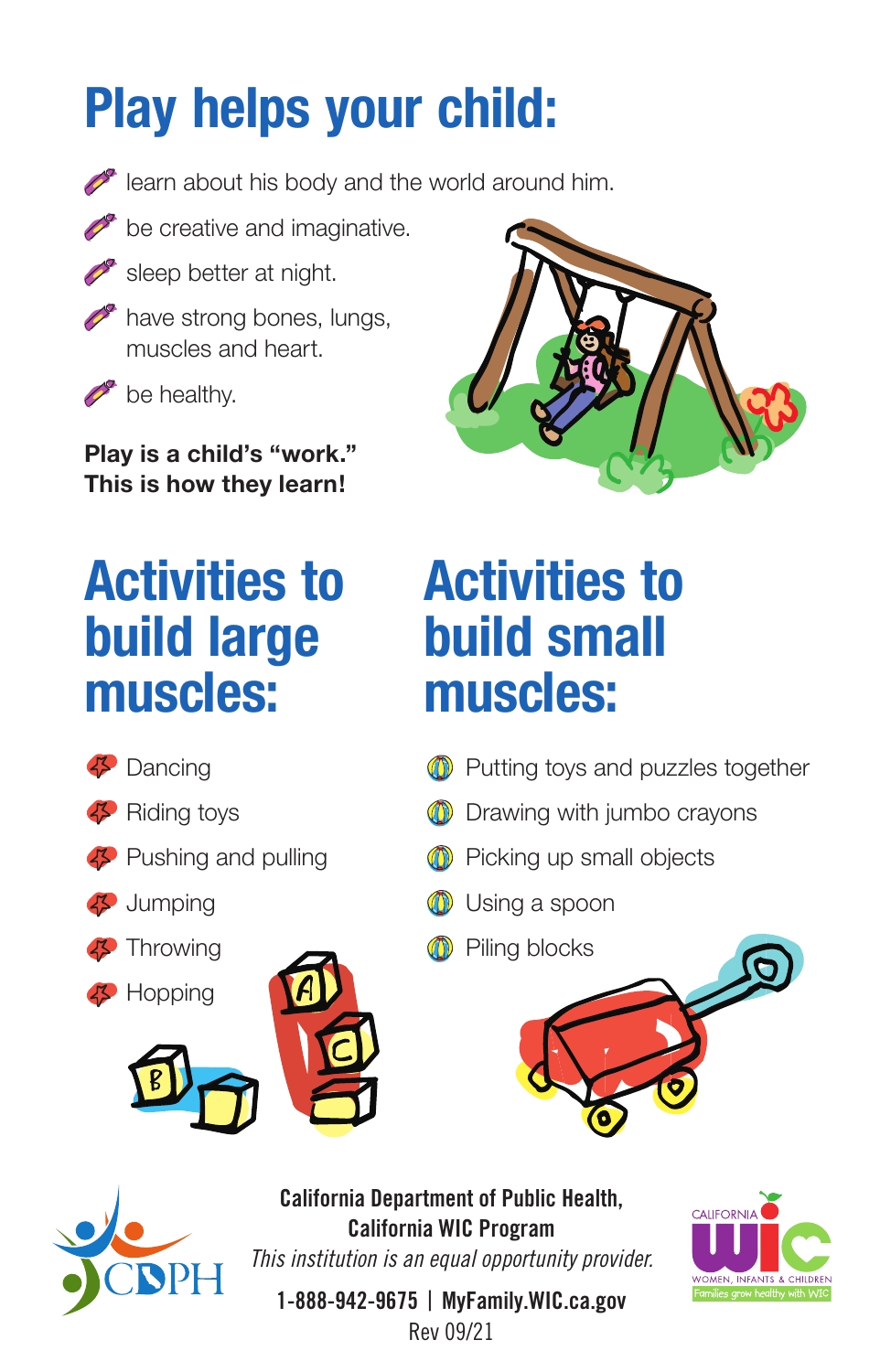# Play helps your child:

- learn about his body and the world around him.
- be creative and imaginative.
- sleep better at night.
- have strong bones, lungs, muscles and heart.
- be healthy.

**Play is a child's "work." This is how they learn!**

## Activities to build large muscles:

- Dancing
- Riding toys
- Pushing and pulling
- Jumping
- Throwing
- Hopping

## Activities to build small muscles:

- Putting toys and puzzles together
- Drawing with jumbo crayons
- Picking up small objects
- Using a spoon
- Piling blocks

**California Department of Public Health, California WIC Program**

*This institution is an equal opportunity provider.*

1-888-942-9675 | MyFamily.WIC.ca.gov

Rev 09/21